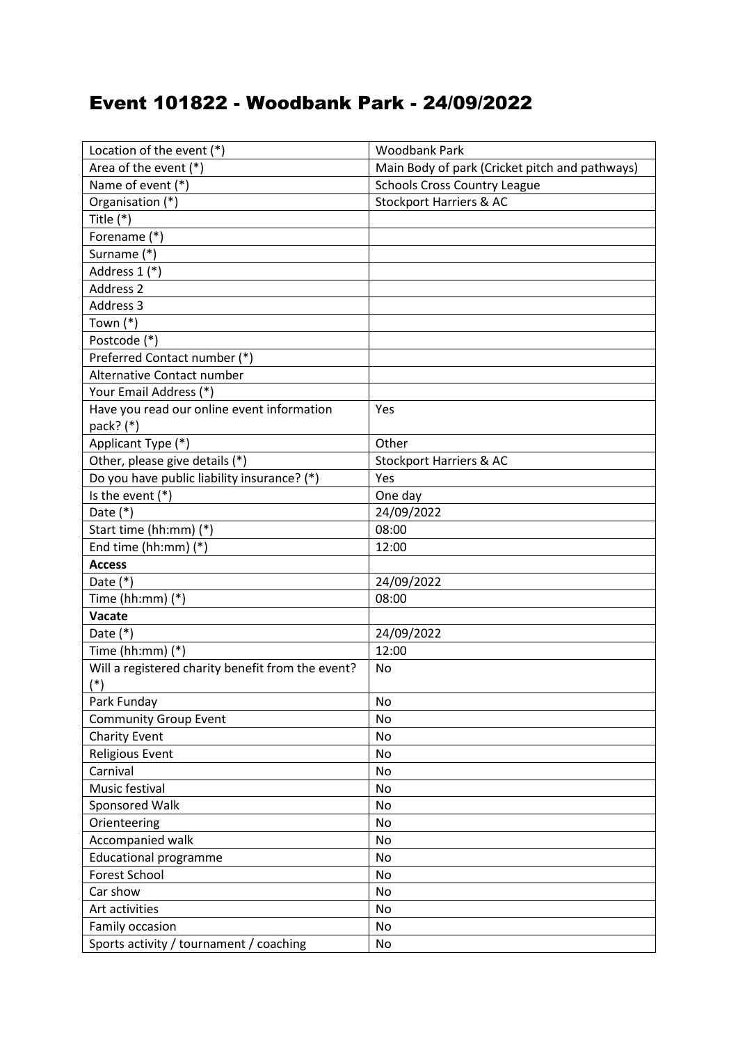# Event 101822 - Woodbank Park - 24/09/2022

| Location of the event (*) | Woodbank Park |
|---|---|
| Area of the event (*) | Main Body of park (Cricket pitch and pathways) |
| Name of event (*) | Schools Cross Country League |
| Organisation (*) | Stockport Harriers & AC |
| Title (*) | |
| Forename (*) | |
| Surname (*) | |
| Address 1 (*) | |
| Address 2 | |
| Address 3 | |
| Town (*) | |
| Postcode (*) | |
| Preferred Contact number (*) | |
| Alternative Contact number | |
| Your Email Address (*) | |
| Have you read our online event information pack? (*) | Yes |
| Applicant Type (*) | Other |
| Other, please give details (*) | Stockport Harriers & AC |
| Do you have public liability insurance? (*) | Yes |
| Is the event (*) | One day |
| Date (*) | 24/09/2022 |
| Start time (hh:mm) (*) | 08:00 |
| End time (hh:mm) (*) | 12:00 |
| **Access** | |
| Date (*) | 24/09/2022 |
| Time (hh:mm) (*) | 08:00 |
| **Vacate** | |
| Date (*) | 24/09/2022 |
| Time (hh:mm) (*) | 12:00 |
| Will a registered charity benefit from the event? (*) | No |
| Park Funday | No |
| Community Group Event | No |
| Charity Event | No |
| Religious Event | No |
| Carnival | No |
| Music festival | No |
| Sponsored Walk | No |
| Orienteering | No |
| Accompanied walk | No |
| Educational programme | No |
| Forest School | No |
| Car show | No |
| Art activities | No |
| Family occasion | No |
| Sports activity / tournament / coaching | No |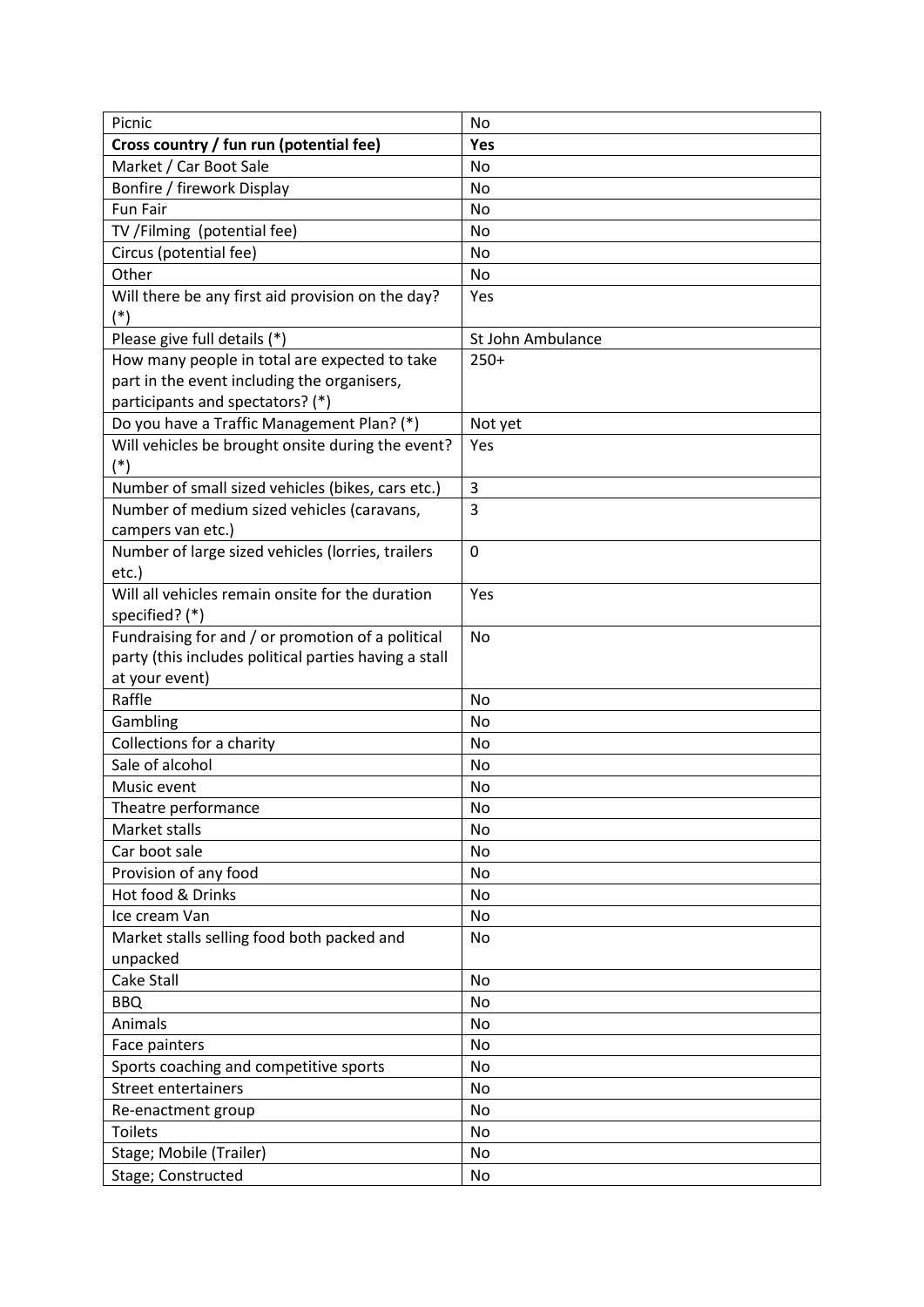| Picnic | No |
|---|---|
| **Cross country / fun run (potential fee)** | **Yes** |
| Market / Car Boot Sale | No |
| Bonfire / firework Display | No |
| Fun Fair | No |
| TV /Filming (potential fee) | No |
| Circus (potential fee) | No |
| Other | No |
| Will there be any first aid provision on the day? (*) | Yes |
| Please give full details (*) | St John Ambulance |
| How many people in total are expected to take part in the event including the organisers, participants and spectators? (*) | 250+ |
| Do you have a Traffic Management Plan? (*) | Not yet |
| Will vehicles be brought onsite during the event? (*) | Yes |
| Number of small sized vehicles (bikes, cars etc.) | 3 |
| Number of medium sized vehicles (caravans, campers van etc.) | 3 |
| Number of large sized vehicles (lorries, trailers etc.) | 0 |
| Will all vehicles remain onsite for the duration specified? (*) | Yes |
| Fundraising for and / or promotion of a political party (this includes political parties having a stall at your event) | No |
| Raffle | No |
| Gambling | No |
| Collections for a charity | No |
| Sale of alcohol | No |
| Music event | No |
| Theatre performance | No |
| Market stalls | No |
| Car boot sale | No |
| Provision of any food | No |
| Hot food & Drinks | No |
| Ice cream Van | No |
| Market stalls selling food both packed and unpacked | No |
| Cake Stall | No |
| BBQ | No |
| Animals | No |
| Face painters | No |
| Sports coaching and competitive sports | No |
| Street entertainers | No |
| Re-enactment group | No |
| Toilets | No |
| Stage; Mobile (Trailer) | No |
| Stage; Constructed | No |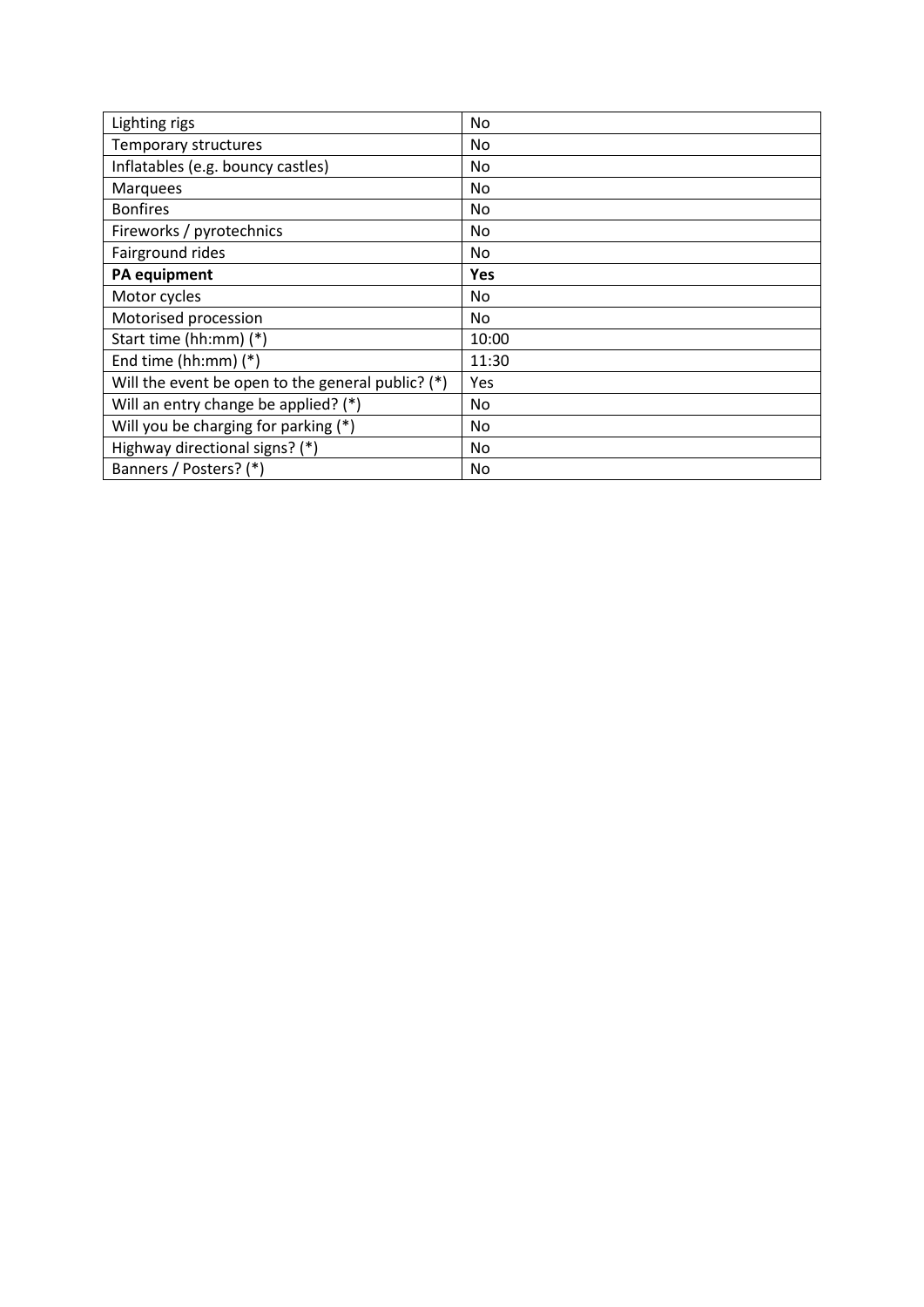| | |
|---|---|
| Lighting rigs | No |
| Temporary structures | No |
| Inflatables (e.g. bouncy castles) | No |
| Marquees | No |
| Bonfires | No |
| Fireworks / pyrotechnics | No |
| Fairground rides | No |
| **PA equipment** | **Yes** |
| Motor cycles | No |
| Motorised procession | No |
| Start time (hh:mm) (*) | 10:00 |
| End time (hh:mm) (*) | 11:30 |
| Will the event be open to the general public? (*) | Yes |
| Will an entry change be applied? (*) | No |
| Will you be charging for parking (*) | No |
| Highway directional signs? (*) | No |
| Banners / Posters? (*) | No |